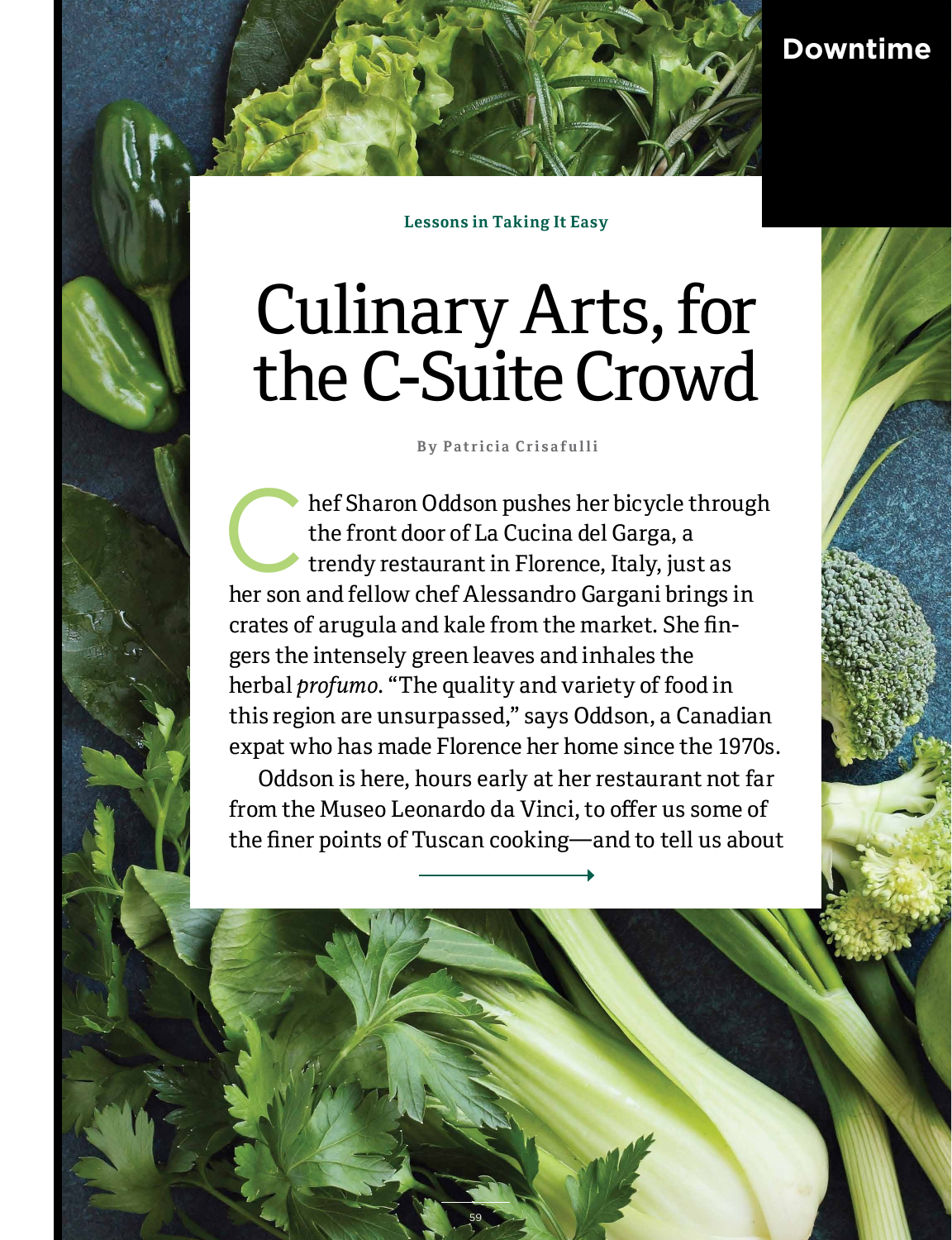Downtime

**Lessons in Taking It Easy**

# Culinary Arts, for the C-Suite Crowd

By Patricia Crisafulli

Chef Sharon Oddson pushes her bicycle through the front door of La Cucina del Garga, a trendy restaurant in Florence, Italy, just as her son and fellow chef Alessandro Gargani brings in crates of arugula and kale from the market. She fingers the intensely green leaves and inhales the herbal *profumo*. "The quality and variety of food in this region are unsurpassed," says Oddson, a Canadian expat who has made Florence her home since the 1970s.

Oddson is here, hours early at her restaurant not far from the Museo Leonardo da Vinci, to offer us some of the finer points of Tuscan cooking—and to tell us about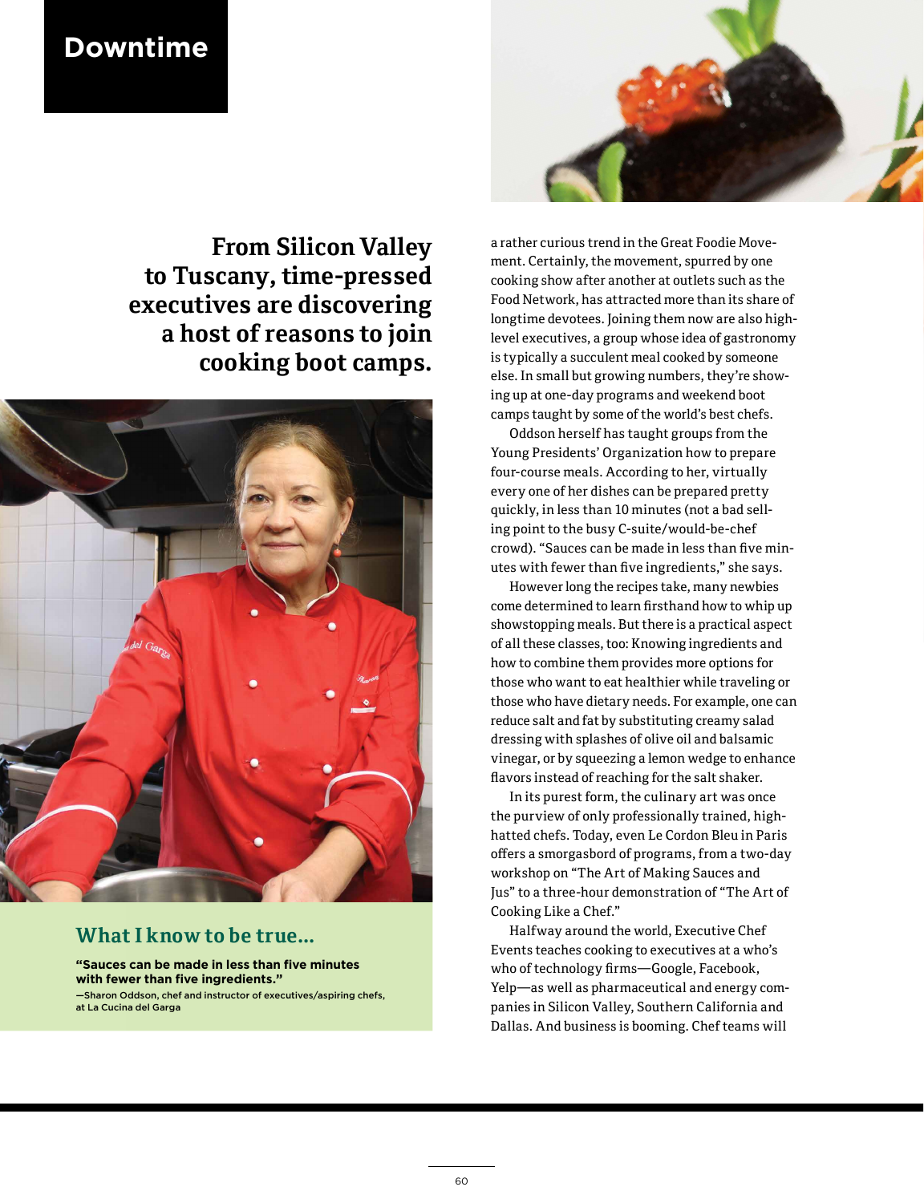# Downtime

## From Silicon Valley to Tuscany, time-pressed executives are discovering a host of reasons to join cooking boot camps.

### What I know to be true…

**"Sauces can be made in less than five minutes with fewer than five ingredients."**

—Sharon Oddson, chef and instructor of executives/aspiring chefs, at La Cucina del Garga

a rather curious trend in the Great Foodie Movement. Certainly, the movement, spurred by one cooking show after another at outlets such as the Food Network, has attracted more than its share of longtime devotees. Joining them now are also high-level executives, a group whose idea of gastronomy is typically a succulent meal cooked by someone else. In small but growing numbers, they're showing up at one-day programs and weekend boot camps taught by some of the world's best chefs.

Oddson herself has taught groups from the Young Presidents' Organization how to prepare four-course meals. According to her, virtually every one of her dishes can be prepared pretty quickly, in less than 10 minutes (not a bad selling point to the busy C-suite/would-be-chef crowd). "Sauces can be made in less than five minutes with fewer than five ingredients," she says.

However long the recipes take, many newbies come determined to learn firsthand how to whip up showstopping meals. But there is a practical aspect of all these classes, too: Knowing ingredients and how to combine them provides more options for those who want to eat healthier while traveling or those who have dietary needs. For example, one can reduce salt and fat by substituting creamy salad dressing with splashes of olive oil and balsamic vinegar, or by squeezing a lemon wedge to enhance flavors instead of reaching for the salt shaker.

In its purest form, the culinary art was once the purview of only professionally trained, high-hatted chefs. Today, even Le Cordon Bleu in Paris offers a smorgasbord of programs, from a two-day workshop on "The Art of Making Sauces and Jus" to a three-hour demonstration of "The Art of Cooking Like a Chef."

Halfway around the world, Executive Chef Events teaches cooking to executives at a who's who of technology firms—Google, Facebook, Yelp—as well as pharmaceutical and energy companies in Silicon Valley, Southern California and Dallas. And business is booming. Chef teams will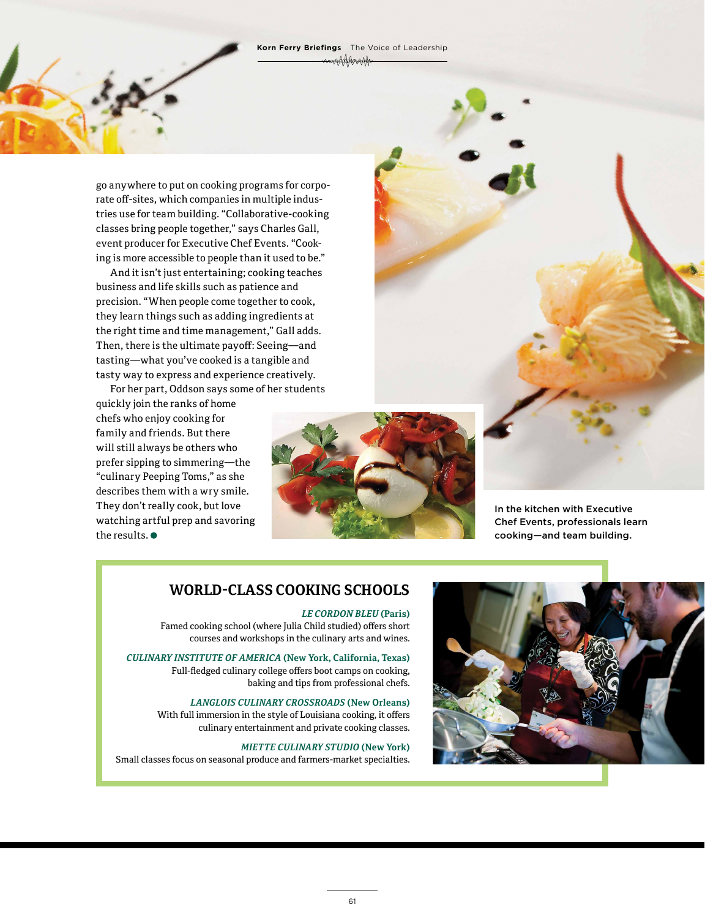go anywhere to put on cooking programs for corporate off-sites, which companies in multiple industries use for team building. "Collaborative-cooking classes bring people together," says Charles Gall, event producer for Executive Chef Events. "Cooking is more accessible to people than it used to be."

And it isn't just entertaining; cooking teaches business and life skills such as patience and precision. "When people come together to cook, they learn things such as adding ingredients at the right time and time management," Gall adds. Then, there is the ultimate payoff: Seeing—and tasting—what you've cooked is a tangible and tasty way to express and experience creatively.

For her part, Oddson says some of her students quickly join the ranks of home chefs who enjoy cooking for family and friends. But there will still always be others who prefer sipping to simmering—the "culinary Peeping Toms," as she describes them with a wry smile. They don't really cook, but love watching artful prep and savoring the results. ●

In the kitchen with Executive Chef Events, professionals learn cooking—and team building.

## WORLD-CLASS COOKING SCHOOLS

***LE CORDON BLEU*** **(Paris)**
Famed cooking school (where Julia Child studied) offers short courses and workshops in the culinary arts and wines.

***CULINARY INSTITUTE OF AMERICA*** **(New York, California, Texas)**
Full-fledged culinary college offers boot camps on cooking, baking and tips from professional chefs.

***LANGLOIS CULINARY CROSSROADS*** **(New Orleans)**
With full immersion in the style of Louisiana cooking, it offers culinary entertainment and private cooking classes.

***MIETTE CULINARY STUDIO*** **(New York)**
Small classes focus on seasonal produce and farmers-market specialties.